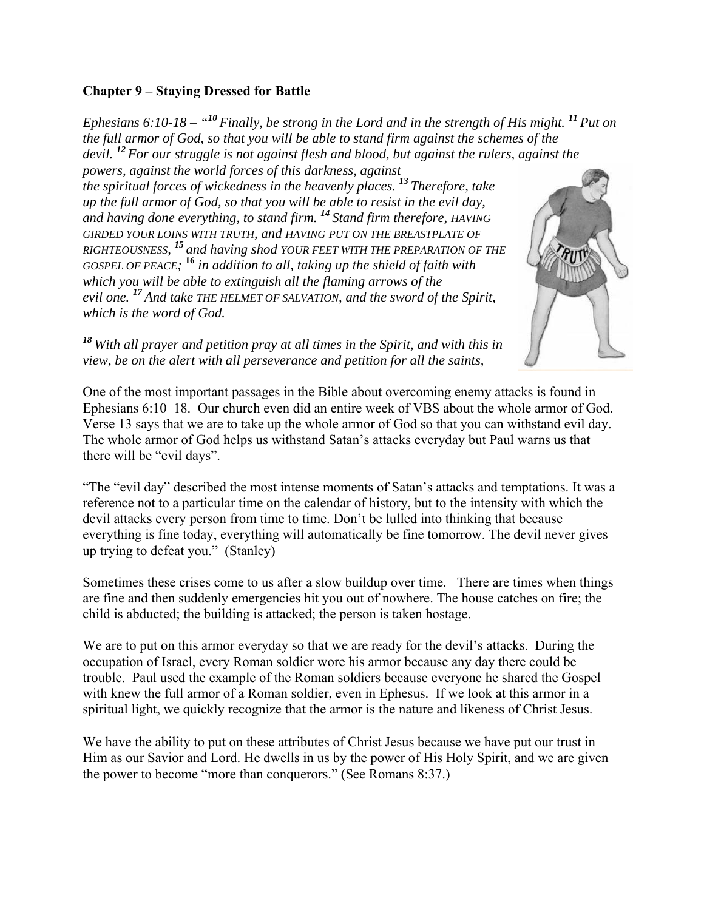**Chapter 9 – Staying Dressed for Battle**

*Ephesians 6:10-18 – "10 Finally, be strong in the Lord and in the strength of His might. 11 Put on the full armor of God, so that you will be able to stand firm against the schemes of the devil. 12 For our struggle is not against flesh and blood, but against the rulers, against the powers, against the world forces of this darkness, against the spiritual forces of wickedness in the heavenly places. 13 Therefore, take up the full armor of God, so that you will be able to resist in the evil day, and having done everything, to stand firm. 14 Stand firm therefore, HAVING GIRDED YOUR LOINS WITH TRUTH, and HAVING PUT ON THE BREASTPLATE OF RIGHTEOUSNESS, 15 and having shod YOUR FEET WITH THE PREPARATION OF THE GOSPEL OF PEACE; 16 in addition to all, taking up the shield of faith with which you will be able to extinguish all the flaming arrows of the evil one. 17 And take THE HELMET OF SALVATION, and the sword of the Spirit, which is the word of God.*

*18 With all prayer and petition pray at all times in the Spirit, and with this in view, be on the alert with all perseverance and petition for all the saints,*

One of the most important passages in the Bible about overcoming enemy attacks is found in Ephesians 6:10–18. Our church even did an entire week of VBS about the whole armor of God. Verse 13 says that we are to take up the whole armor of God so that you can withstand evil day. The whole armor of God helps us withstand Satan's attacks everyday but Paul warns us that there will be "evil days".

"The "evil day" described the most intense moments of Satan's attacks and temptations. It was a reference not to a particular time on the calendar of history, but to the intensity with which the devil attacks every person from time to time. Don't be lulled into thinking that because everything is fine today, everything will automatically be fine tomorrow. The devil never gives up trying to defeat you." (Stanley)

Sometimes these crises come to us after a slow buildup over time. There are times when things are fine and then suddenly emergencies hit you out of nowhere. The house catches on fire; the child is abducted; the building is attacked; the person is taken hostage.

We are to put on this armor everyday so that we are ready for the devil's attacks. During the occupation of Israel, every Roman soldier wore his armor because any day there could be trouble. Paul used the example of the Roman soldiers because everyone he shared the Gospel with knew the full armor of a Roman soldier, even in Ephesus. If we look at this armor in a spiritual light, we quickly recognize that the armor is the nature and likeness of Christ Jesus.

We have the ability to put on these attributes of Christ Jesus because we have put our trust in Him as our Savior and Lord. He dwells in us by the power of His Holy Spirit, and we are given the power to become "more than conquerors." (See Romans 8:37.)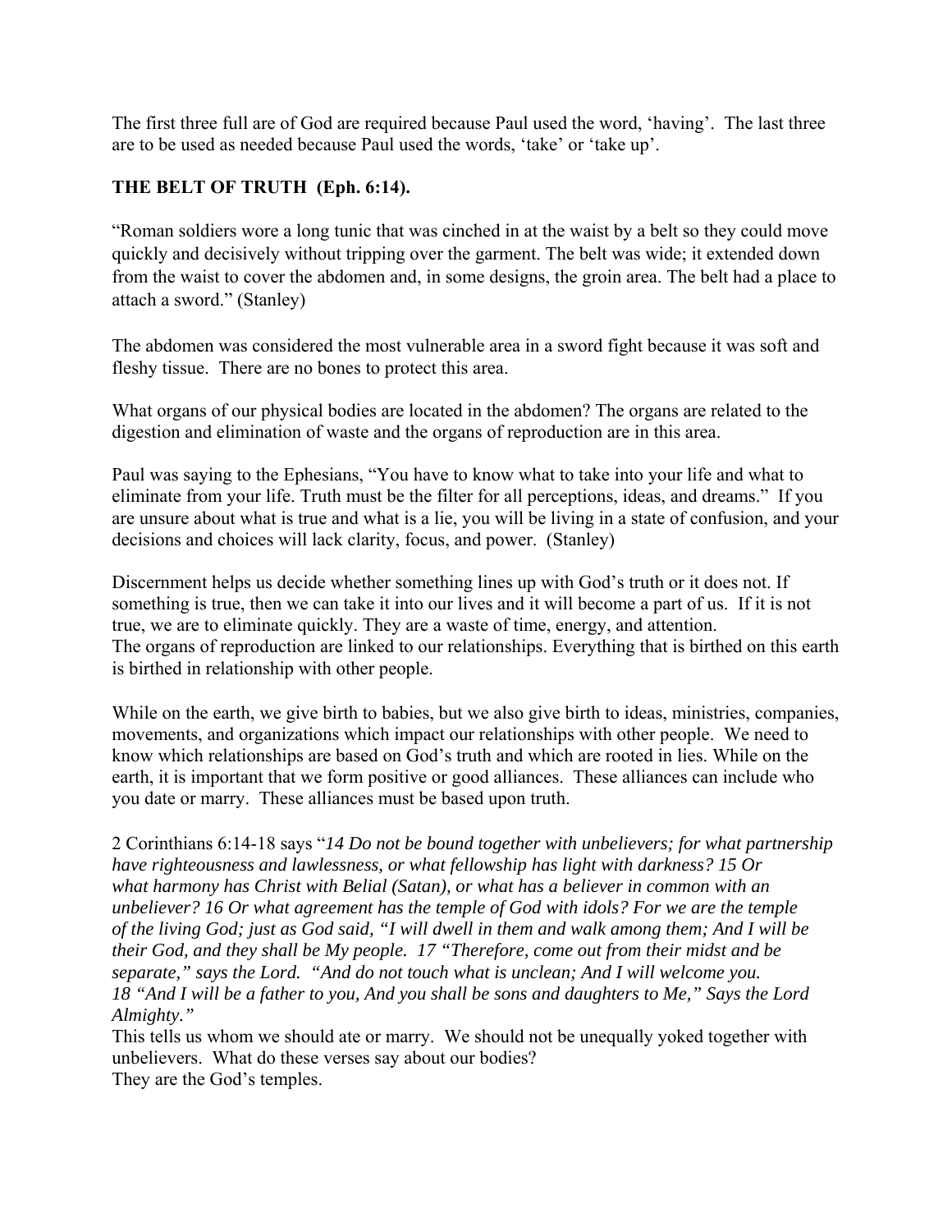The first three full are of God are required because Paul used the word, 'having'. The last three are to be used as needed because Paul used the words, 'take' or 'take up'.

**THE BELT OF TRUTH (Eph. 6:14).**

"Roman soldiers wore a long tunic that was cinched in at the waist by a belt so they could move quickly and decisively without tripping over the garment. The belt was wide; it extended down from the waist to cover the abdomen and, in some designs, the groin area. The belt had a place to attach a sword." (Stanley)

The abdomen was considered the most vulnerable area in a sword fight because it was soft and fleshy tissue. There are no bones to protect this area.

What organs of our physical bodies are located in the abdomen? The organs are related to the digestion and elimination of waste and the organs of reproduction are in this area.

Paul was saying to the Ephesians, "You have to know what to take into your life and what to eliminate from your life. Truth must be the filter for all perceptions, ideas, and dreams." If you are unsure about what is true and what is a lie, you will be living in a state of confusion, and your decisions and choices will lack clarity, focus, and power. (Stanley)

Discernment helps us decide whether something lines up with God's truth or it does not. If something is true, then we can take it into our lives and it will become a part of us. If it is not true, we are to eliminate quickly. They are a waste of time, energy, and attention.
The organs of reproduction are linked to our relationships. Everything that is birthed on this earth is birthed in relationship with other people.

While on the earth, we give birth to babies, but we also give birth to ideas, ministries, companies, movements, and organizations which impact our relationships with other people. We need to know which relationships are based on God's truth and which are rooted in lies. While on the earth, it is important that we form positive or good alliances. These alliances can include who you date or marry. These alliances must be based upon truth.

2 Corinthians 6:14-18 says "*14 Do not be bound together with unbelievers; for what partnership have righteousness and lawlessness, or what fellowship has light with darkness? 15 Or what harmony has Christ with Belial (Satan), or what has a believer in common with an unbeliever? 16 Or what agreement has the temple of God with idols? For we are the temple of the living God; just as God said, "I will dwell in them and walk among them; And I will be their God, and they shall be My people. 17 "Therefore, come out from their midst and be separate," says the Lord. "And do not touch what is unclean; And I will welcome you. 18 "And I will be a father to you, And you shall be sons and daughters to Me," Says the Lord Almighty."*

This tells us whom we should ate or marry. We should not be unequally yoked together with unbelievers. What do these verses say about our bodies?
They are the God's temples.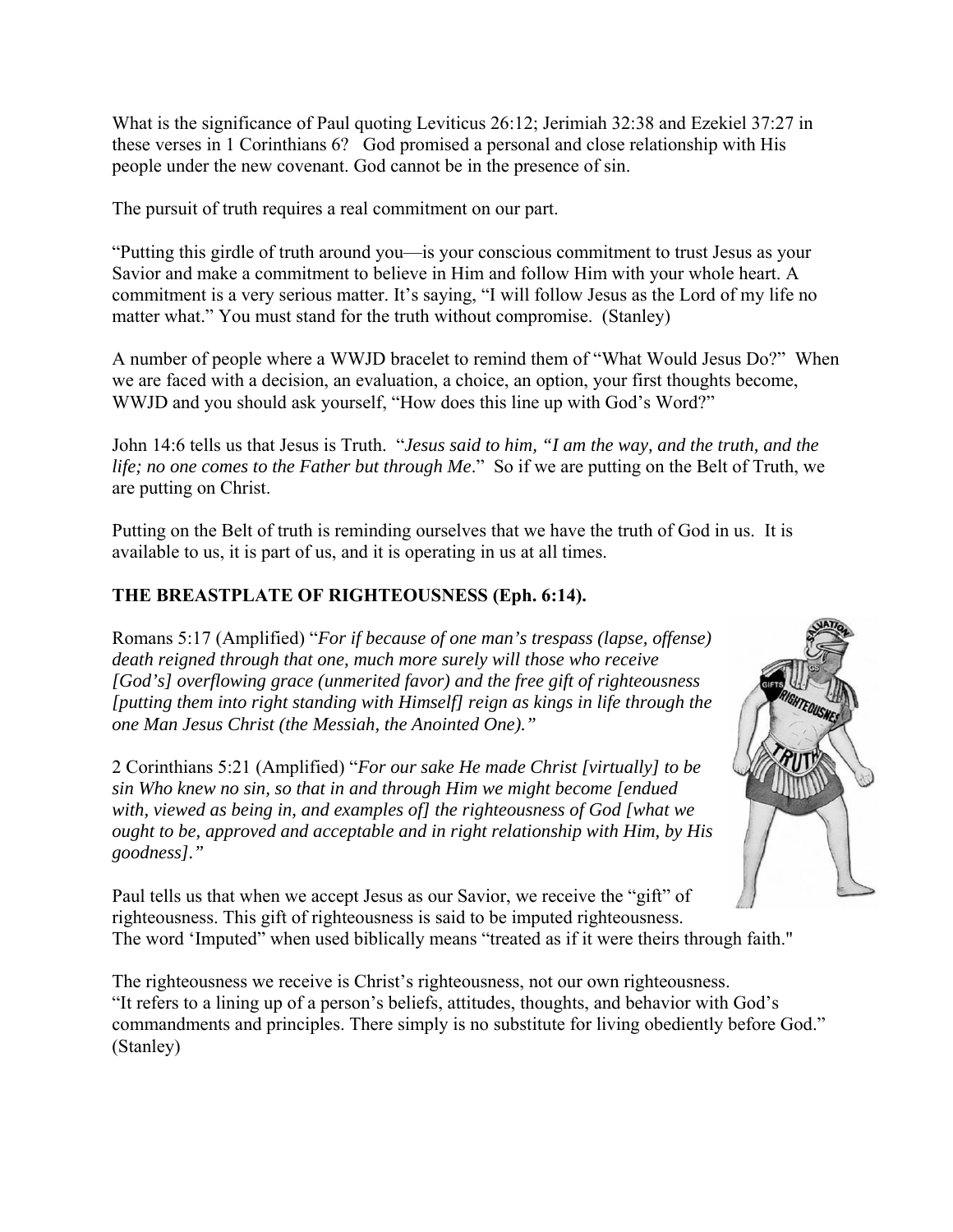What is the significance of Paul quoting Leviticus 26:12; Jerimiah 32:38 and Ezekiel 37:27 in these verses in 1 Corinthians 6? God promised a personal and close relationship with His people under the new covenant. God cannot be in the presence of sin.

The pursuit of truth requires a real commitment on our part.

"Putting this girdle of truth around you—is your conscious commitment to trust Jesus as your Savior and make a commitment to believe in Him and follow Him with your whole heart. A commitment is a very serious matter. It's saying, "I will follow Jesus as the Lord of my life no matter what." You must stand for the truth without compromise. (Stanley)

A number of people where a WWJD bracelet to remind them of "What Would Jesus Do?" When we are faced with a decision, an evaluation, a choice, an option, your first thoughts become, WWJD and you should ask yourself, "How does this line up with God's Word?"

John 14:6 tells us that Jesus is Truth. "*Jesus said to him, "I am the way, and the truth, and the life; no one comes to the Father but through Me*." So if we are putting on the Belt of Truth, we are putting on Christ.

Putting on the Belt of truth is reminding ourselves that we have the truth of God in us. It is available to us, it is part of us, and it is operating in us at all times.

**THE BREASTPLATE OF RIGHTEOUSNESS (Eph. 6:14).**

Romans 5:17 (Amplified) "*For if because of one man's trespass (lapse, offense) death reigned through that one, much more surely will those who receive [God's] overflowing grace (unmerited favor) and the free gift of righteousness [putting them into right standing with Himself] reign as kings in life through the one Man Jesus Christ (the Messiah, the Anointed One)."*

2 Corinthians 5:21 (Amplified) "*For our sake He made Christ [virtually] to be sin Who knew no sin, so that in and through Him we might become [endued with, viewed as being in, and examples of] the righteousness of God [what we ought to be, approved and acceptable and in right relationship with Him, by His goodness]."*

Paul tells us that when we accept Jesus as our Savior, we receive the "gift" of righteousness. This gift of righteousness is said to be imputed righteousness. The word 'Imputed" when used biblically means "treated as if it were theirs through faith."

The righteousness we receive is Christ's righteousness, not our own righteousness. "It refers to a lining up of a person's beliefs, attitudes, thoughts, and behavior with God's commandments and principles. There simply is no substitute for living obediently before God." (Stanley)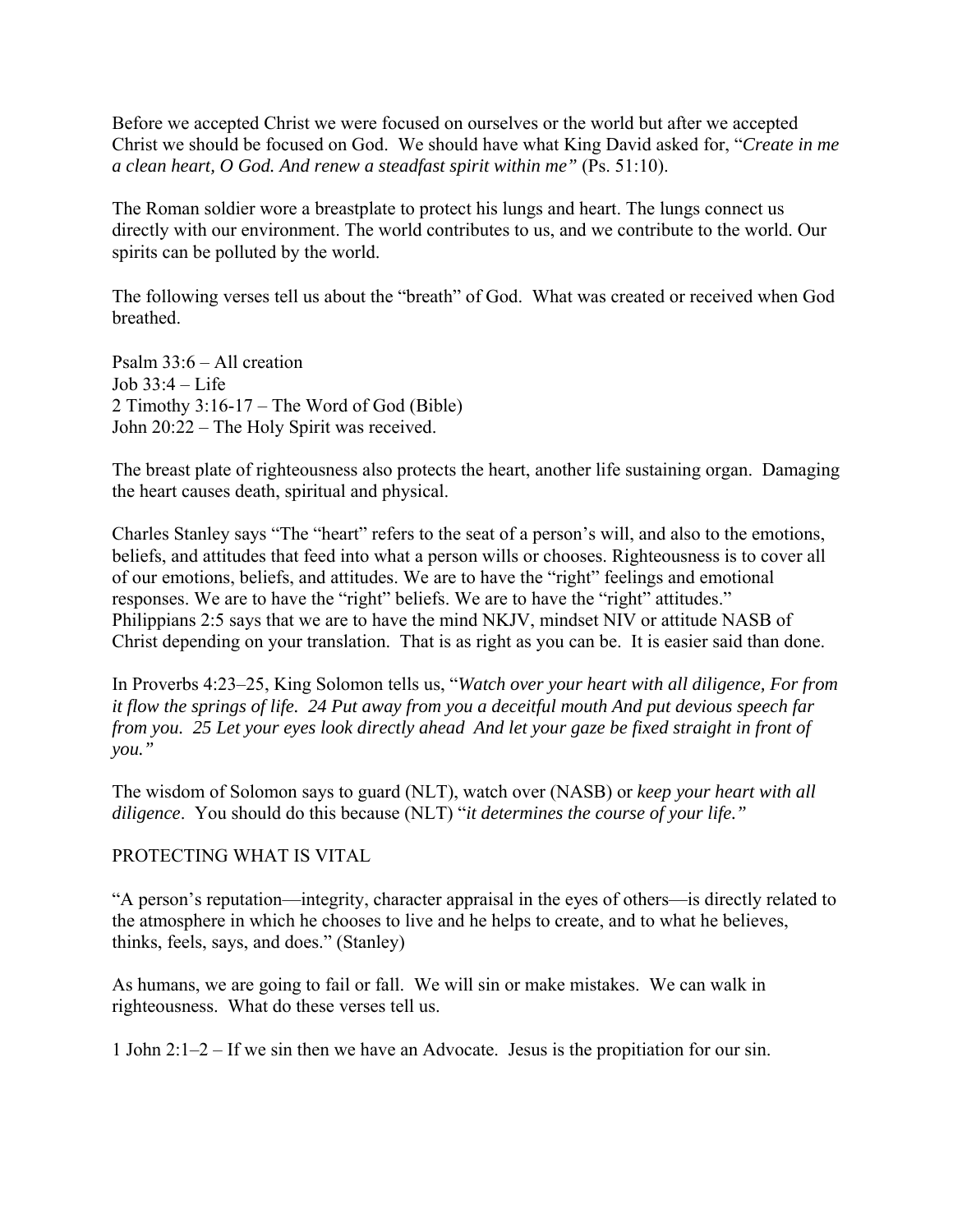Before we accepted Christ we were focused on ourselves or the world but after we accepted Christ we should be focused on God. We should have what King David asked for, "*Create in me a clean heart, O God. And renew a steadfast spirit within me"* (Ps. 51:10).

The Roman soldier wore a breastplate to protect his lungs and heart. The lungs connect us directly with our environment. The world contributes to us, and we contribute to the world. Our spirits can be polluted by the world.

The following verses tell us about the "breath" of God. What was created or received when God breathed.

Psalm 33:6 – All creation
Job 33:4 – Life
2 Timothy 3:16-17 – The Word of God (Bible)
John 20:22 – The Holy Spirit was received.

The breast plate of righteousness also protects the heart, another life sustaining organ. Damaging the heart causes death, spiritual and physical.

Charles Stanley says "The "heart" refers to the seat of a person's will, and also to the emotions, beliefs, and attitudes that feed into what a person wills or chooses. Righteousness is to cover all of our emotions, beliefs, and attitudes. We are to have the "right" feelings and emotional responses. We are to have the "right" beliefs. We are to have the "right" attitudes." Philippians 2:5 says that we are to have the mind NKJV, mindset NIV or attitude NASB of Christ depending on your translation. That is as right as you can be. It is easier said than done.

In Proverbs 4:23–25, King Solomon tells us, "*Watch over your heart with all diligence, For from it flow the springs of life. 24 Put away from you a deceitful mouth And put devious speech far from you. 25 Let your eyes look directly ahead And let your gaze be fixed straight in front of you."*

The wisdom of Solomon says to guard (NLT), watch over (NASB) or *keep your heart with all diligence*. You should do this because (NLT) "*it determines the course of your life."*

PROTECTING WHAT IS VITAL

"A person's reputation—integrity, character appraisal in the eyes of others—is directly related to the atmosphere in which he chooses to live and he helps to create, and to what he believes, thinks, feels, says, and does." (Stanley)

As humans, we are going to fail or fall. We will sin or make mistakes. We can walk in righteousness. What do these verses tell us.

1 John 2:1–2 – If we sin then we have an Advocate. Jesus is the propitiation for our sin.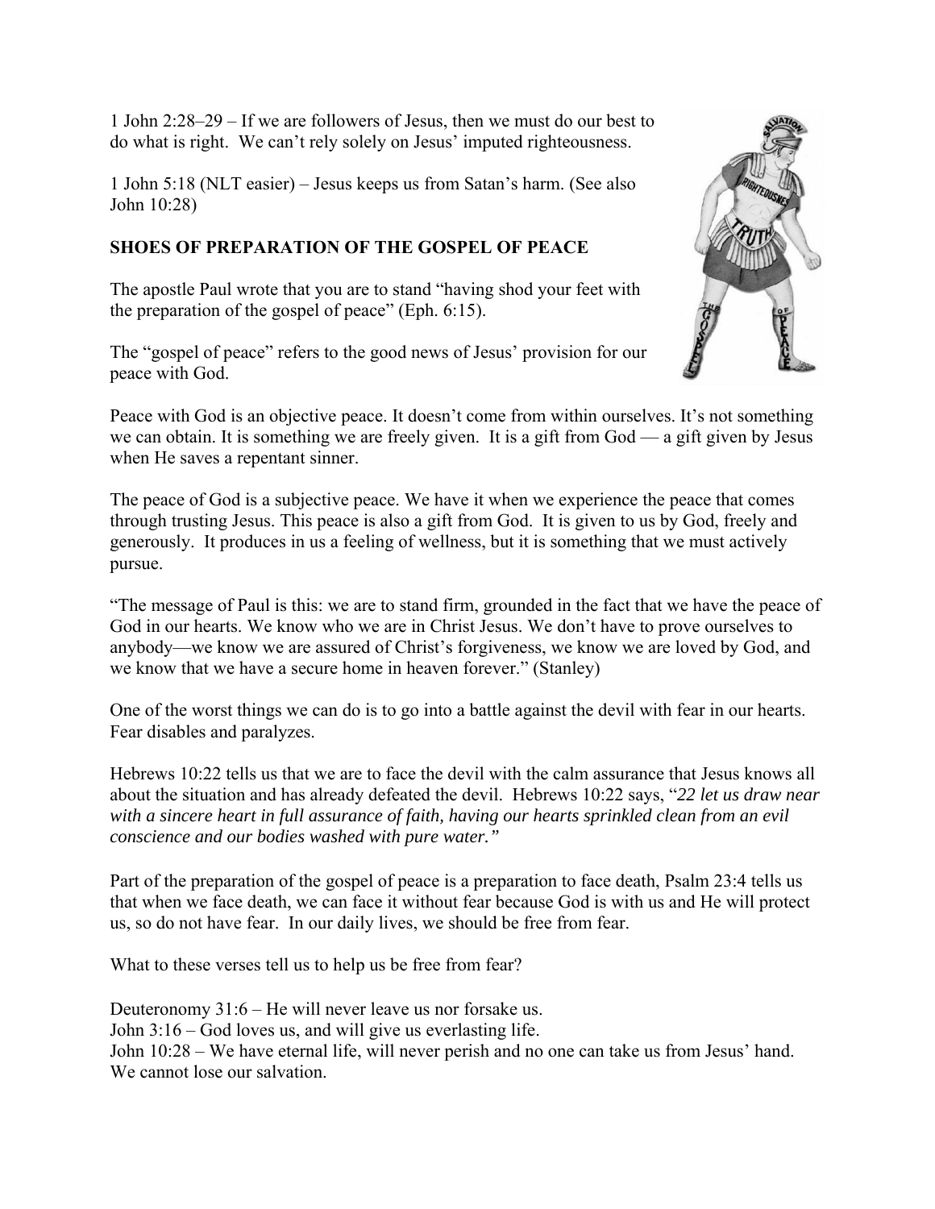1 John 2:28–29 – If we are followers of Jesus, then we must do our best to do what is right. We can't rely solely on Jesus' imputed righteousness.

1 John 5:18 (NLT easier) – Jesus keeps us from Satan's harm. (See also John 10:28)

**SHOES OF PREPARATION OF THE GOSPEL OF PEACE**

The apostle Paul wrote that you are to stand "having shod your feet with the preparation of the gospel of peace" (Eph. 6:15).

The "gospel of peace" refers to the good news of Jesus' provision for our peace with God.

Peace with God is an objective peace. It doesn't come from within ourselves. It's not something we can obtain. It is something we are freely given. It is a gift from God — a gift given by Jesus when He saves a repentant sinner.

The peace of God is a subjective peace. We have it when we experience the peace that comes through trusting Jesus. This peace is also a gift from God. It is given to us by God, freely and generously. It produces in us a feeling of wellness, but it is something that we must actively pursue.

"The message of Paul is this: we are to stand firm, grounded in the fact that we have the peace of God in our hearts. We know who we are in Christ Jesus. We don't have to prove ourselves to anybody—we know we are assured of Christ's forgiveness, we know we are loved by God, and we know that we have a secure home in heaven forever." (Stanley)

One of the worst things we can do is to go into a battle against the devil with fear in our hearts. Fear disables and paralyzes.

Hebrews 10:22 tells us that we are to face the devil with the calm assurance that Jesus knows all about the situation and has already defeated the devil. Hebrews 10:22 says, "*22 let us draw near with a sincere heart in full assurance of faith, having our hearts sprinkled clean from an evil conscience and our bodies washed with pure water.*"

Part of the preparation of the gospel of peace is a preparation to face death, Psalm 23:4 tells us that when we face death, we can face it without fear because God is with us and He will protect us, so do not have fear. In our daily lives, we should be free from fear.

What to these verses tell us to help us be free from fear?

Deuteronomy 31:6 – He will never leave us nor forsake us.
John 3:16 – God loves us, and will give us everlasting life.
John 10:28 – We have eternal life, will never perish and no one can take us from Jesus' hand. We cannot lose our salvation.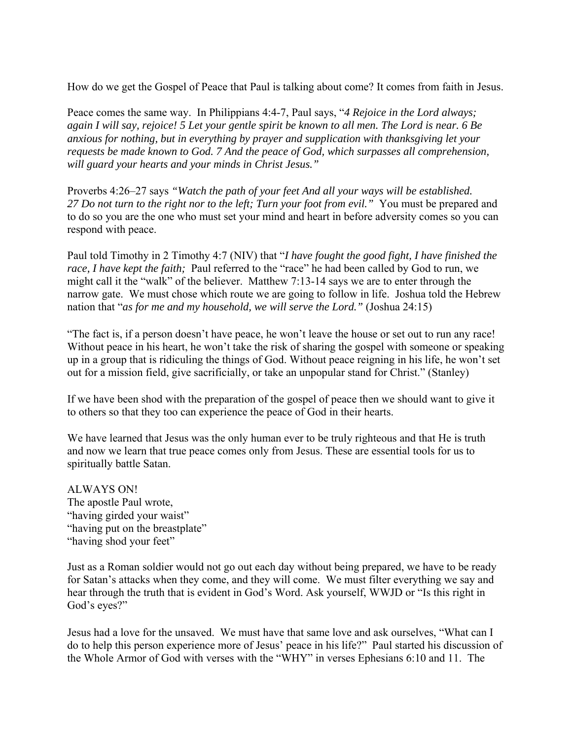How do we get the Gospel of Peace that Paul is talking about come? It comes from faith in Jesus.

Peace comes the same way. In Philippians 4:4-7, Paul says, "*4 Rejoice in the Lord always; again I will say, rejoice! 5 Let your gentle spirit be known to all men. The Lord is near. 6 Be anxious for nothing, but in everything by prayer and supplication with thanksgiving let your requests be made known to God. 7 And the peace of God, which surpasses all comprehension, will guard your hearts and your minds in Christ Jesus."*

Proverbs 4:26–27 says *"Watch the path of your feet And all your ways will be established. 27 Do not turn to the right nor to the left; Turn your foot from evil."* You must be prepared and to do so you are the one who must set your mind and heart in before adversity comes so you can respond with peace.

Paul told Timothy in 2 Timothy 4:7 (NIV) that "*I have fought the good fight, I have finished the race, I have kept the faith;* Paul referred to the "race" he had been called by God to run, we might call it the "walk" of the believer. Matthew 7:13-14 says we are to enter through the narrow gate. We must chose which route we are going to follow in life. Joshua told the Hebrew nation that "*as for me and my household, we will serve the Lord."* (Joshua 24:15)

"The fact is, if a person doesn't have peace, he won't leave the house or set out to run any race! Without peace in his heart, he won't take the risk of sharing the gospel with someone or speaking up in a group that is ridiculing the things of God. Without peace reigning in his life, he won't set out for a mission field, give sacrificially, or take an unpopular stand for Christ." (Stanley)

If we have been shod with the preparation of the gospel of peace then we should want to give it to others so that they too can experience the peace of God in their hearts.

We have learned that Jesus was the only human ever to be truly righteous and that He is truth and now we learn that true peace comes only from Jesus. These are essential tools for us to spiritually battle Satan.

ALWAYS ON!
The apostle Paul wrote,
"having girded your waist"
"having put on the breastplate"
"having shod your feet"

Just as a Roman soldier would not go out each day without being prepared, we have to be ready for Satan's attacks when they come, and they will come. We must filter everything we say and hear through the truth that is evident in God's Word. Ask yourself, WWJD or "Is this right in God's eyes?"

Jesus had a love for the unsaved. We must have that same love and ask ourselves, "What can I do to help this person experience more of Jesus' peace in his life?" Paul started his discussion of the Whole Armor of God with verses with the "WHY" in verses Ephesians 6:10 and 11. The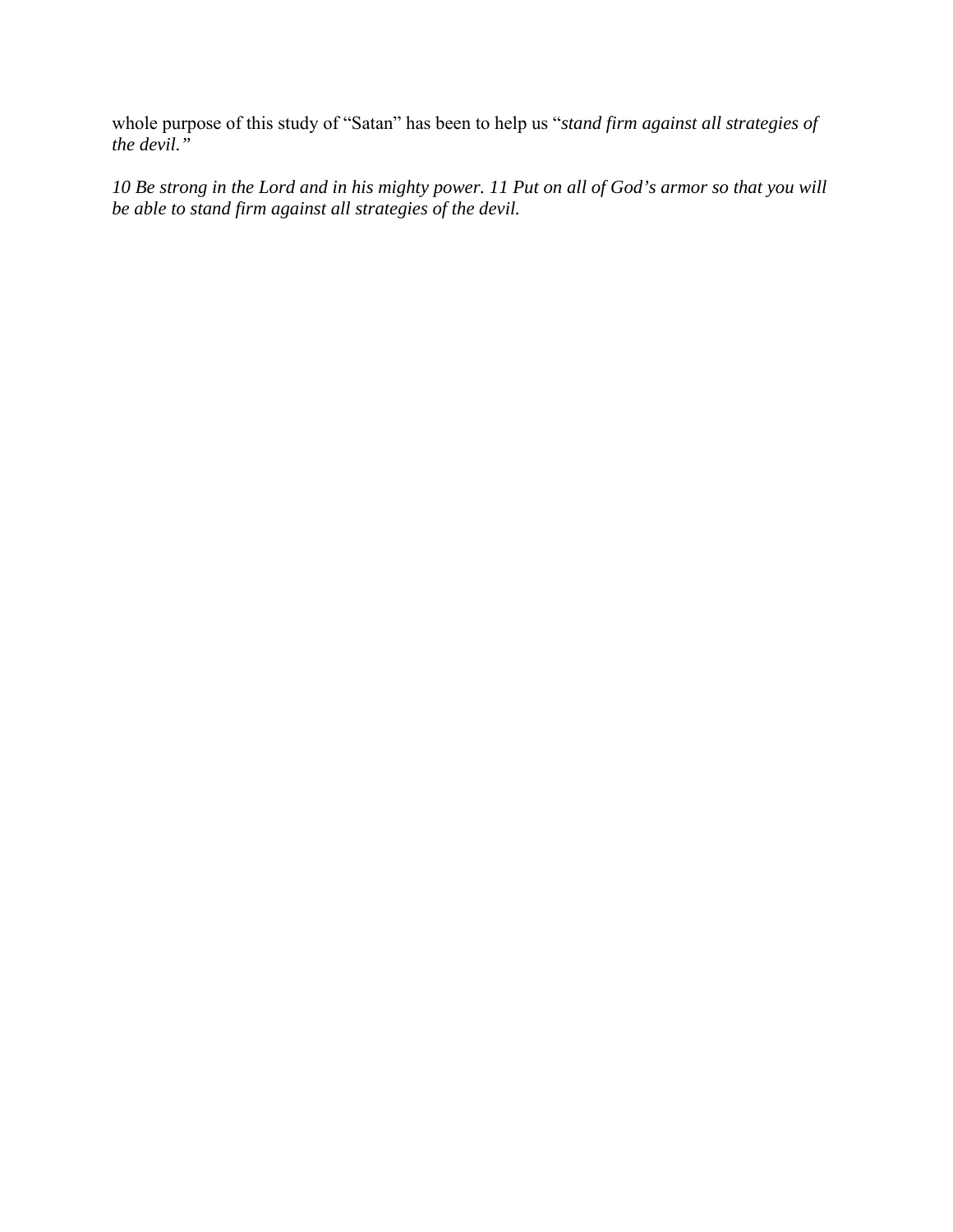whole purpose of this study of "Satan" has been to help us "*stand firm against all strategies of the devil."*

*10 Be strong in the Lord and in his mighty power. 11 Put on all of God's armor so that you will be able to stand firm against all strategies of the devil.*